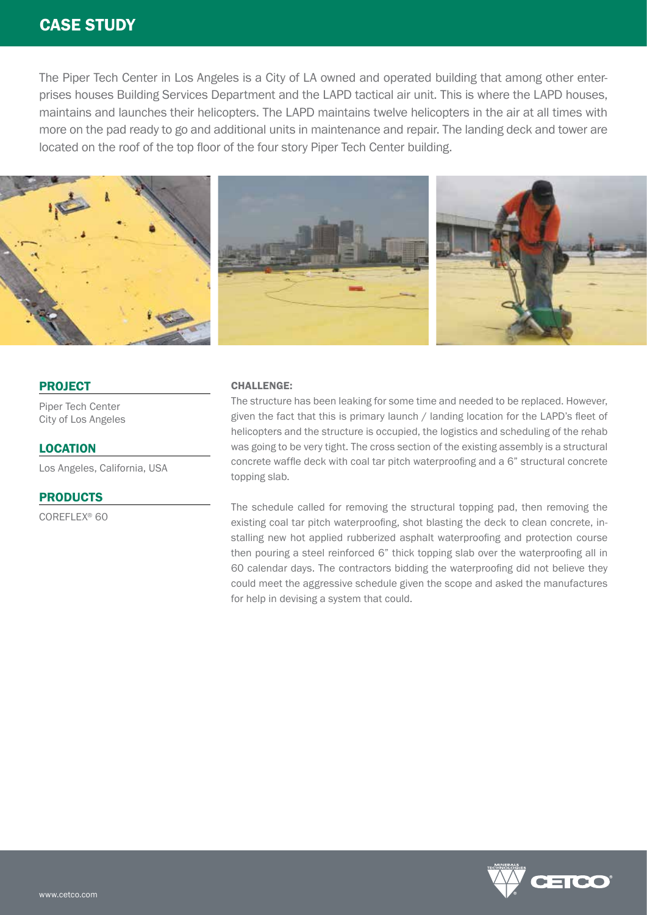# CASE STUDY

The Piper Tech Center in Los Angeles is a City of LA owned and operated building that among other enterprises houses Building Services Department and the LAPD tactical air unit. This is where the LAPD houses, maintains and launches their helicopters. The LAPD maintains twelve helicopters in the air at all times with more on the pad ready to go and additional units in maintenance and repair. The landing deck and tower are located on the roof of the top floor of the four story Piper Tech Center building.

## PROJECT

Piper Tech Center
City of Los Angeles

## LOCATION

Los Angeles, California, USA

## PRODUCTS

COREFLEX® 60

### CHALLENGE:

The structure has been leaking for some time and needed to be replaced. However, given the fact that this is primary launch / landing location for the LAPD's fleet of helicopters and the structure is occupied, the logistics and scheduling of the rehab was going to be very tight. The cross section of the existing assembly is a structural concrete waffle deck with coal tar pitch waterproofing and a 6" structural concrete topping slab.

The schedule called for removing the structural topping pad, then removing the existing coal tar pitch waterproofing, shot blasting the deck to clean concrete, installing new hot applied rubberized asphalt waterproofing and protection course then pouring a steel reinforced 6" thick topping slab over the waterproofing all in 60 calendar days. The contractors bidding the waterproofing did not believe they could meet the aggressive schedule given the scope and asked the manufactures for help in devising a system that could.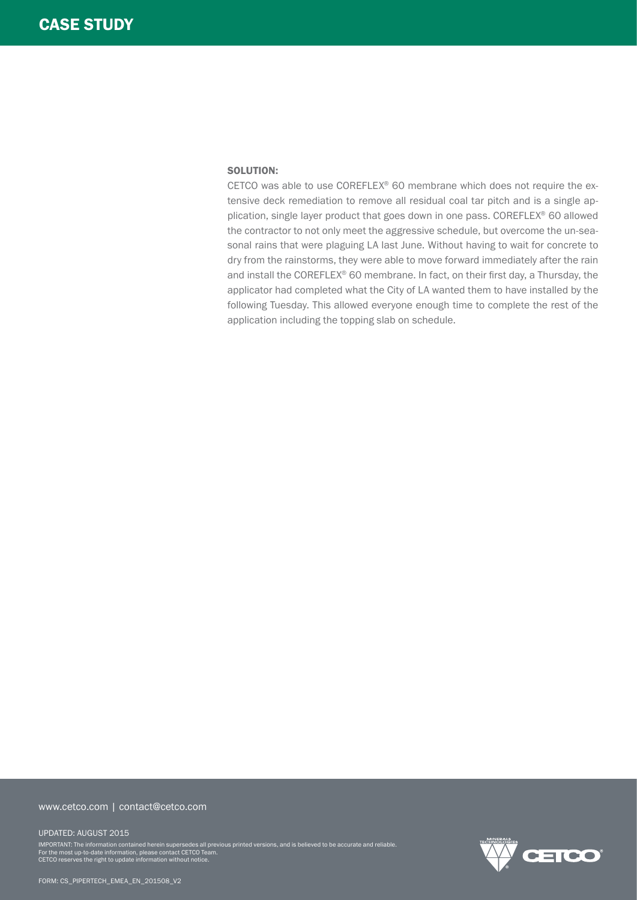### SOLUTION:

CETCO was able to use COREFLEX® 60 membrane which does not require the extensive deck remediation to remove all residual coal tar pitch and is a single application, single layer product that goes down in one pass. COREFLEX® 60 allowed the contractor to not only meet the aggressive schedule, but overcome the un-seasonal rains that were plaguing LA last June. Without having to wait for concrete to dry from the rainstorms, they were able to move forward immediately after the rain and install the COREFLEX® 60 membrane. In fact, on their first day, a Thursday, the applicator had completed what the City of LA wanted them to have installed by the following Tuesday. This allowed everyone enough time to complete the rest of the application including the topping slab on schedule.